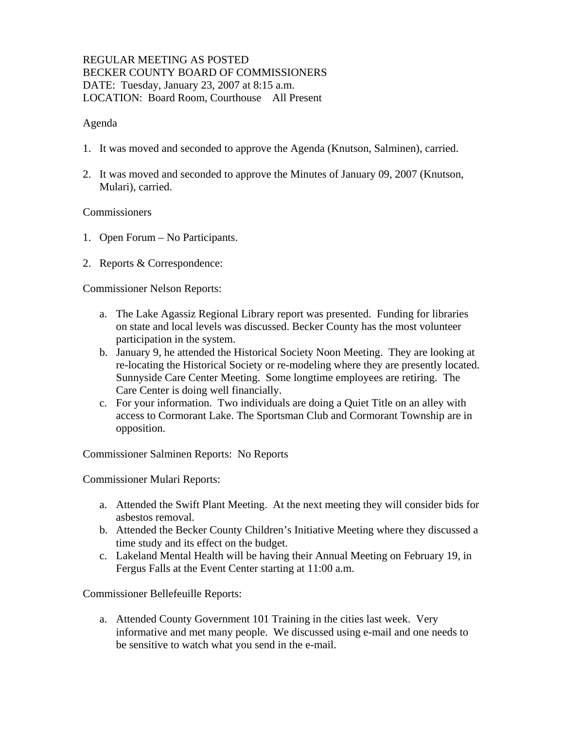REGULAR MEETING AS POSTED
BECKER COUNTY BOARD OF COMMISSIONERS
DATE: Tuesday, January 23, 2007 at 8:15 a.m.
LOCATION: Board Room, Courthouse All Present

Agenda

1. It was moved and seconded to approve the Agenda (Knutson, Salminen), carried.

2. It was moved and seconded to approve the Minutes of January 09, 2007 (Knutson, Mulari), carried.

Commissioners

1. Open Forum – No Participants.

2. Reports & Correspondence:

Commissioner Nelson Reports:

   a. The Lake Agassiz Regional Library report was presented. Funding for libraries on state and local levels was discussed. Becker County has the most volunteer participation in the system.
   b. January 9, he attended the Historical Society Noon Meeting. They are looking at re-locating the Historical Society or re-modeling where they are presently located. Sunnyside Care Center Meeting. Some longtime employees are retiring. The Care Center is doing well financially.
   c. For your information. Two individuals are doing a Quiet Title on an alley with access to Cormorant Lake. The Sportsman Club and Cormorant Township are in opposition.

Commissioner Salminen Reports: No Reports

Commissioner Mulari Reports:

   a. Attended the Swift Plant Meeting. At the next meeting they will consider bids for asbestos removal.
   b. Attended the Becker County Children's Initiative Meeting where they discussed a time study and its effect on the budget.
   c. Lakeland Mental Health will be having their Annual Meeting on February 19, in Fergus Falls at the Event Center starting at 11:00 a.m.

Commissioner Bellefeuille Reports:

   a. Attended County Government 101 Training in the cities last week. Very informative and met many people. We discussed using e-mail and one needs to be sensitive to watch what you send in the e-mail.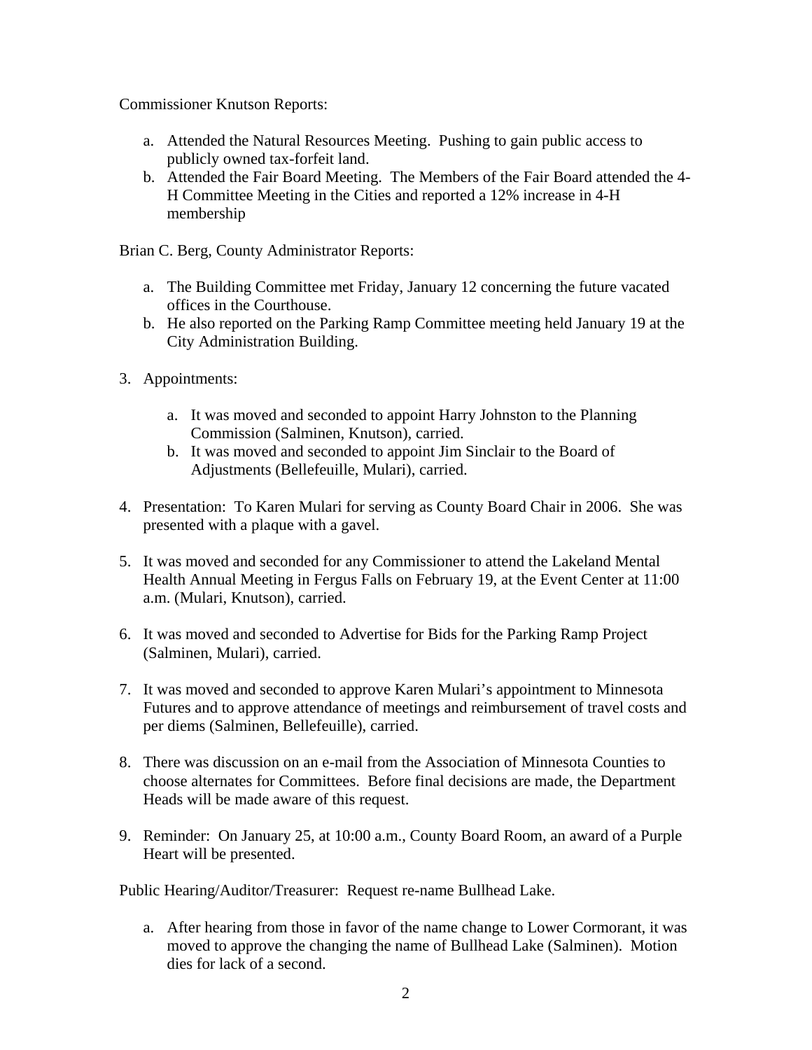Commissioner Knutson Reports:

a. Attended the Natural Resources Meeting. Pushing to gain public access to publicly owned tax-forfeit land.
b. Attended the Fair Board Meeting. The Members of the Fair Board attended the 4-H Committee Meeting in the Cities and reported a 12% increase in 4-H membership

Brian C. Berg, County Administrator Reports:

a. The Building Committee met Friday, January 12 concerning the future vacated offices in the Courthouse.
b. He also reported on the Parking Ramp Committee meeting held January 19 at the City Administration Building.

3. Appointments:

    a. It was moved and seconded to appoint Harry Johnston to the Planning Commission (Salminen, Knutson), carried.
    b. It was moved and seconded to appoint Jim Sinclair to the Board of Adjustments (Bellefeuille, Mulari), carried.

4. Presentation: To Karen Mulari for serving as County Board Chair in 2006. She was presented with a plaque with a gavel.

5. It was moved and seconded for any Commissioner to attend the Lakeland Mental Health Annual Meeting in Fergus Falls on February 19, at the Event Center at 11:00 a.m. (Mulari, Knutson), carried.

6. It was moved and seconded to Advertise for Bids for the Parking Ramp Project (Salminen, Mulari), carried.

7. It was moved and seconded to approve Karen Mulari's appointment to Minnesota Futures and to approve attendance of meetings and reimbursement of travel costs and per diems (Salminen, Bellefeuille), carried.

8. There was discussion on an e-mail from the Association of Minnesota Counties to choose alternates for Committees. Before final decisions are made, the Department Heads will be made aware of this request.

9. Reminder: On January 25, at 10:00 a.m., County Board Room, an award of a Purple Heart will be presented.

Public Hearing/Auditor/Treasurer: Request re-name Bullhead Lake.

a. After hearing from those in favor of the name change to Lower Cormorant, it was moved to approve the changing the name of Bullhead Lake (Salminen). Motion dies for lack of a second.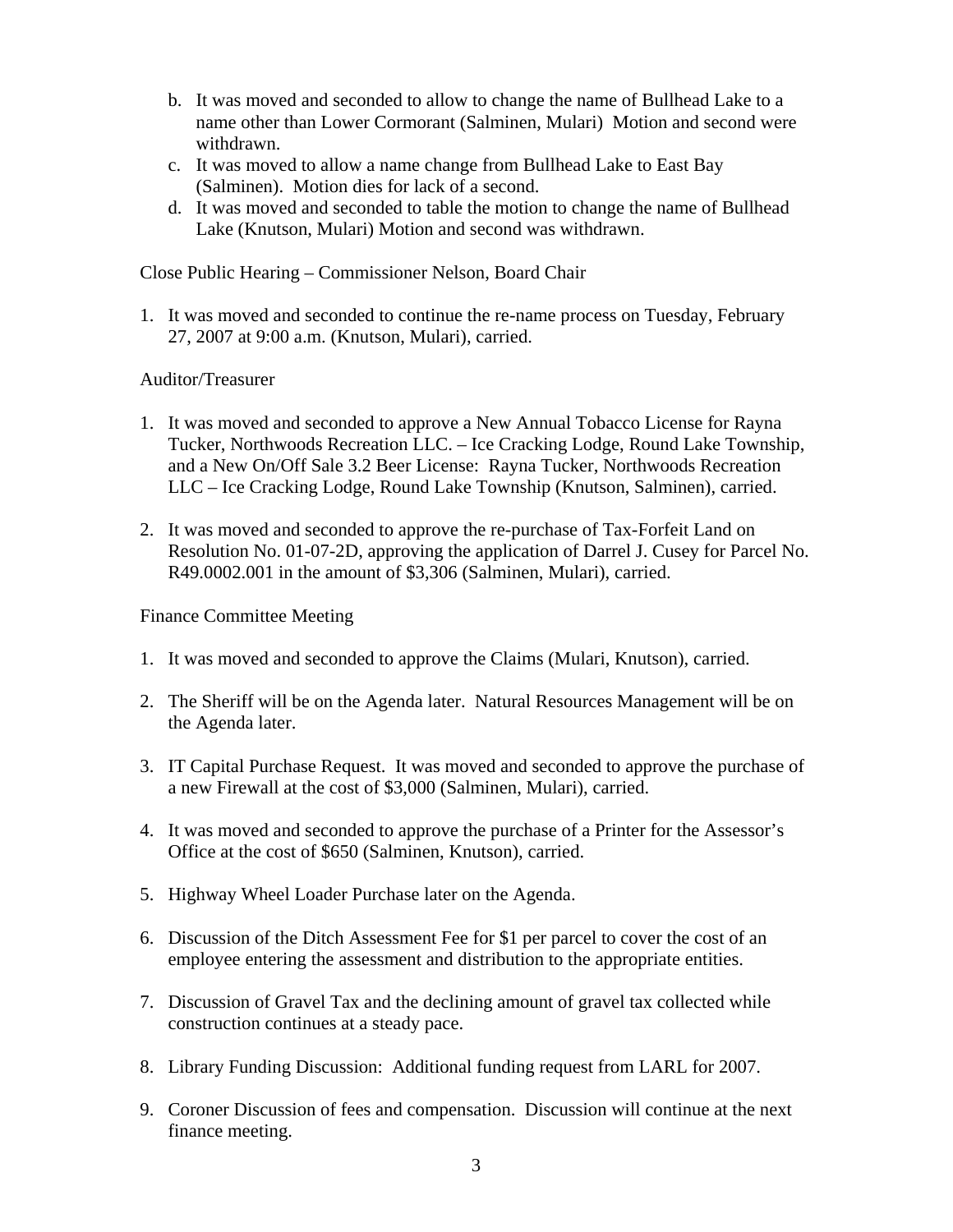b. It was moved and seconded to allow to change the name of Bullhead Lake to a name other than Lower Cormorant (Salminen, Mulari) Motion and second were withdrawn.
c. It was moved to allow a name change from Bullhead Lake to East Bay (Salminen). Motion dies for lack of a second.
d. It was moved and seconded to table the motion to change the name of Bullhead Lake (Knutson, Mulari) Motion and second was withdrawn.

Close Public Hearing – Commissioner Nelson, Board Chair

1. It was moved and seconded to continue the re-name process on Tuesday, February 27, 2007 at 9:00 a.m. (Knutson, Mulari), carried.

Auditor/Treasurer

1. It was moved and seconded to approve a New Annual Tobacco License for Rayna Tucker, Northwoods Recreation LLC. – Ice Cracking Lodge, Round Lake Township, and a New On/Off Sale 3.2 Beer License: Rayna Tucker, Northwoods Recreation LLC – Ice Cracking Lodge, Round Lake Township (Knutson, Salminen), carried.

2. It was moved and seconded to approve the re-purchase of Tax-Forfeit Land on Resolution No. 01-07-2D, approving the application of Darrel J. Cusey for Parcel No. R49.0002.001 in the amount of $3,306 (Salminen, Mulari), carried.

Finance Committee Meeting

1. It was moved and seconded to approve the Claims (Mulari, Knutson), carried.

2. The Sheriff will be on the Agenda later. Natural Resources Management will be on the Agenda later.

3. IT Capital Purchase Request. It was moved and seconded to approve the purchase of a new Firewall at the cost of $3,000 (Salminen, Mulari), carried.

4. It was moved and seconded to approve the purchase of a Printer for the Assessor's Office at the cost of $650 (Salminen, Knutson), carried.

5. Highway Wheel Loader Purchase later on the Agenda.

6. Discussion of the Ditch Assessment Fee for $1 per parcel to cover the cost of an employee entering the assessment and distribution to the appropriate entities.

7. Discussion of Gravel Tax and the declining amount of gravel tax collected while construction continues at a steady pace.

8. Library Funding Discussion: Additional funding request from LARL for 2007.

9. Coroner Discussion of fees and compensation. Discussion will continue at the next finance meeting.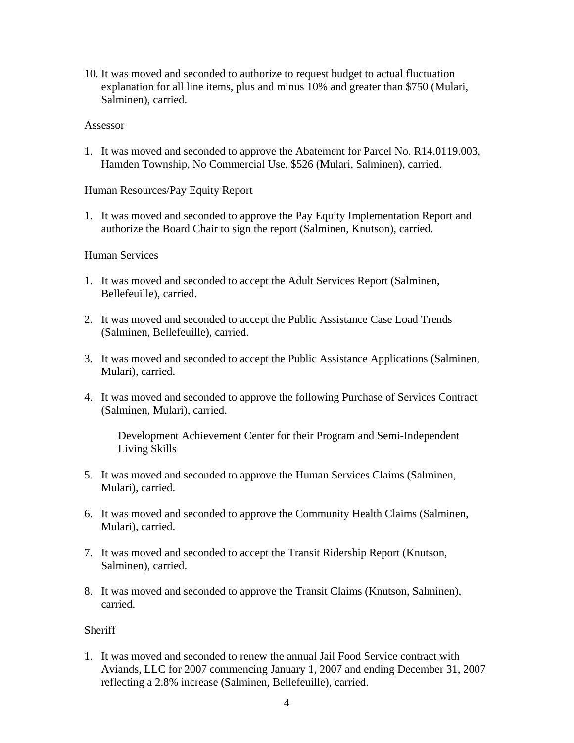10. It was moved and seconded to authorize to request budget to actual fluctuation explanation for all line items, plus and minus 10% and greater than $750 (Mulari, Salminen), carried.

Assessor

1. It was moved and seconded to approve the Abatement for Parcel No. R14.0119.003, Hamden Township, No Commercial Use, $526 (Mulari, Salminen), carried.

Human Resources/Pay Equity Report

1. It was moved and seconded to approve the Pay Equity Implementation Report and authorize the Board Chair to sign the report (Salminen, Knutson), carried.

Human Services

1. It was moved and seconded to accept the Adult Services Report (Salminen, Bellefeuille), carried.

2. It was moved and seconded to accept the Public Assistance Case Load Trends (Salminen, Bellefeuille), carried.

3. It was moved and seconded to accept the Public Assistance Applications (Salminen, Mulari), carried.

4. It was moved and seconded to approve the following Purchase of Services Contract (Salminen, Mulari), carried.

   Development Achievement Center for their Program and Semi-Independent Living Skills

5. It was moved and seconded to approve the Human Services Claims (Salminen, Mulari), carried.

6. It was moved and seconded to approve the Community Health Claims (Salminen, Mulari), carried.

7. It was moved and seconded to accept the Transit Ridership Report (Knutson, Salminen), carried.

8. It was moved and seconded to approve the Transit Claims (Knutson, Salminen), carried.

Sheriff

1. It was moved and seconded to renew the annual Jail Food Service contract with Aviands, LLC for 2007 commencing January 1, 2007 and ending December 31, 2007 reflecting a 2.8% increase (Salminen, Bellefeuille), carried.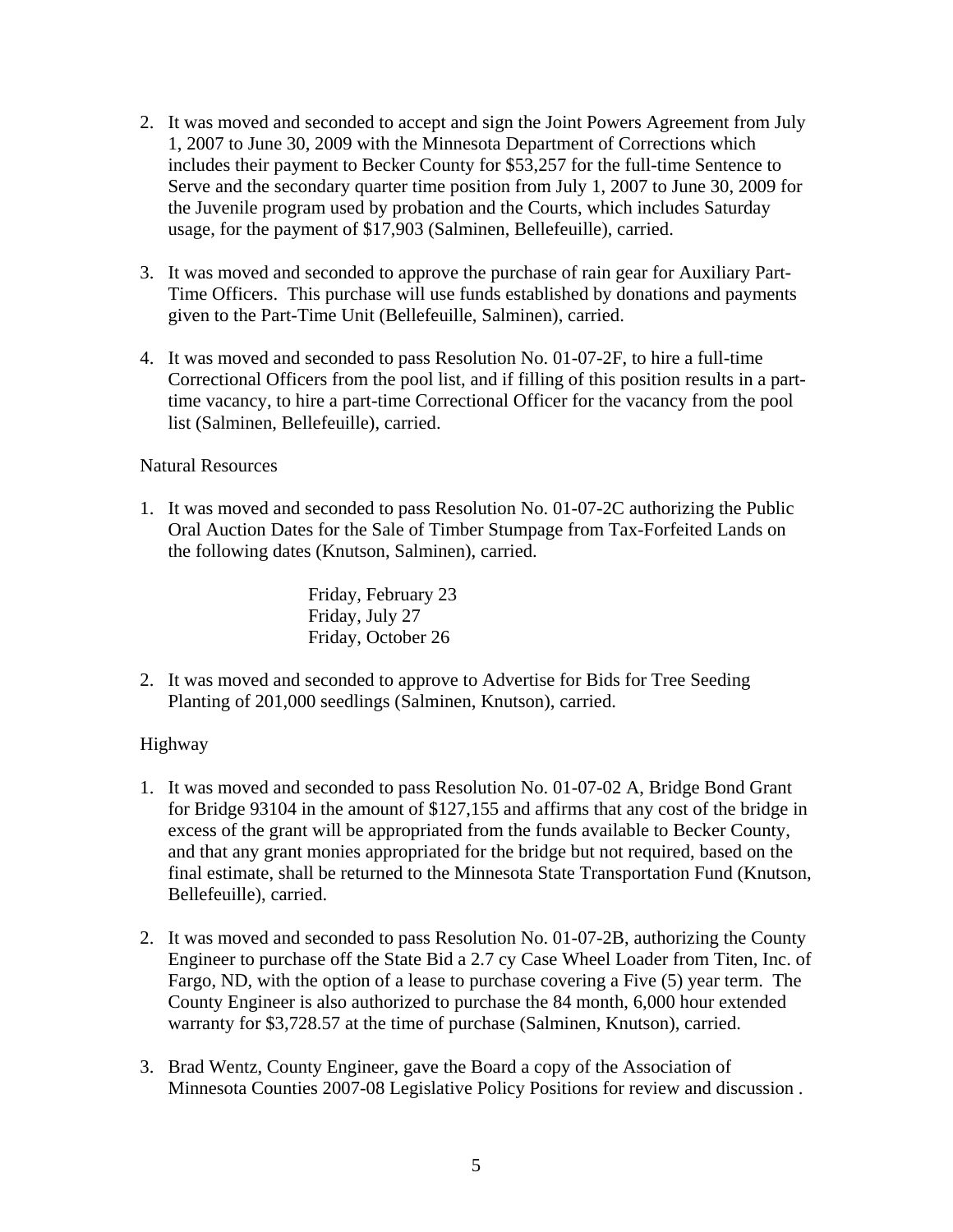2. It was moved and seconded to accept and sign the Joint Powers Agreement from July 1, 2007 to June 30, 2009 with the Minnesota Department of Corrections which includes their payment to Becker County for $53,257 for the full-time Sentence to Serve and the secondary quarter time position from July 1, 2007 to June 30, 2009 for the Juvenile program used by probation and the Courts, which includes Saturday usage, for the payment of $17,903 (Salminen, Bellefeuille), carried.

3. It was moved and seconded to approve the purchase of rain gear for Auxiliary Part-Time Officers. This purchase will use funds established by donations and payments given to the Part-Time Unit (Bellefeuille, Salminen), carried.

4. It was moved and seconded to pass Resolution No. 01-07-2F, to hire a full-time Correctional Officers from the pool list, and if filling of this position results in a part-time vacancy, to hire a part-time Correctional Officer for the vacancy from the pool list (Salminen, Bellefeuille), carried.

Natural Resources

1. It was moved and seconded to pass Resolution No. 01-07-2C authorizing the Public Oral Auction Dates for the Sale of Timber Stumpage from Tax-Forfeited Lands on the following dates (Knutson, Salminen), carried.

   Friday, February 23
   Friday, July 27
   Friday, October 26

2. It was moved and seconded to approve to Advertise for Bids for Tree Seeding Planting of 201,000 seedlings (Salminen, Knutson), carried.

Highway

1. It was moved and seconded to pass Resolution No. 01-07-02 A, Bridge Bond Grant for Bridge 93104 in the amount of $127,155 and affirms that any cost of the bridge in excess of the grant will be appropriated from the funds available to Becker County, and that any grant monies appropriated for the bridge but not required, based on the final estimate, shall be returned to the Minnesota State Transportation Fund (Knutson, Bellefeuille), carried.

2. It was moved and seconded to pass Resolution No. 01-07-2B, authorizing the County Engineer to purchase off the State Bid a 2.7 cy Case Wheel Loader from Titen, Inc. of Fargo, ND, with the option of a lease to purchase covering a Five (5) year term. The County Engineer is also authorized to purchase the 84 month, 6,000 hour extended warranty for $3,728.57 at the time of purchase (Salminen, Knutson), carried.

3. Brad Wentz, County Engineer, gave the Board a copy of the Association of Minnesota Counties 2007-08 Legislative Policy Positions for review and discussion .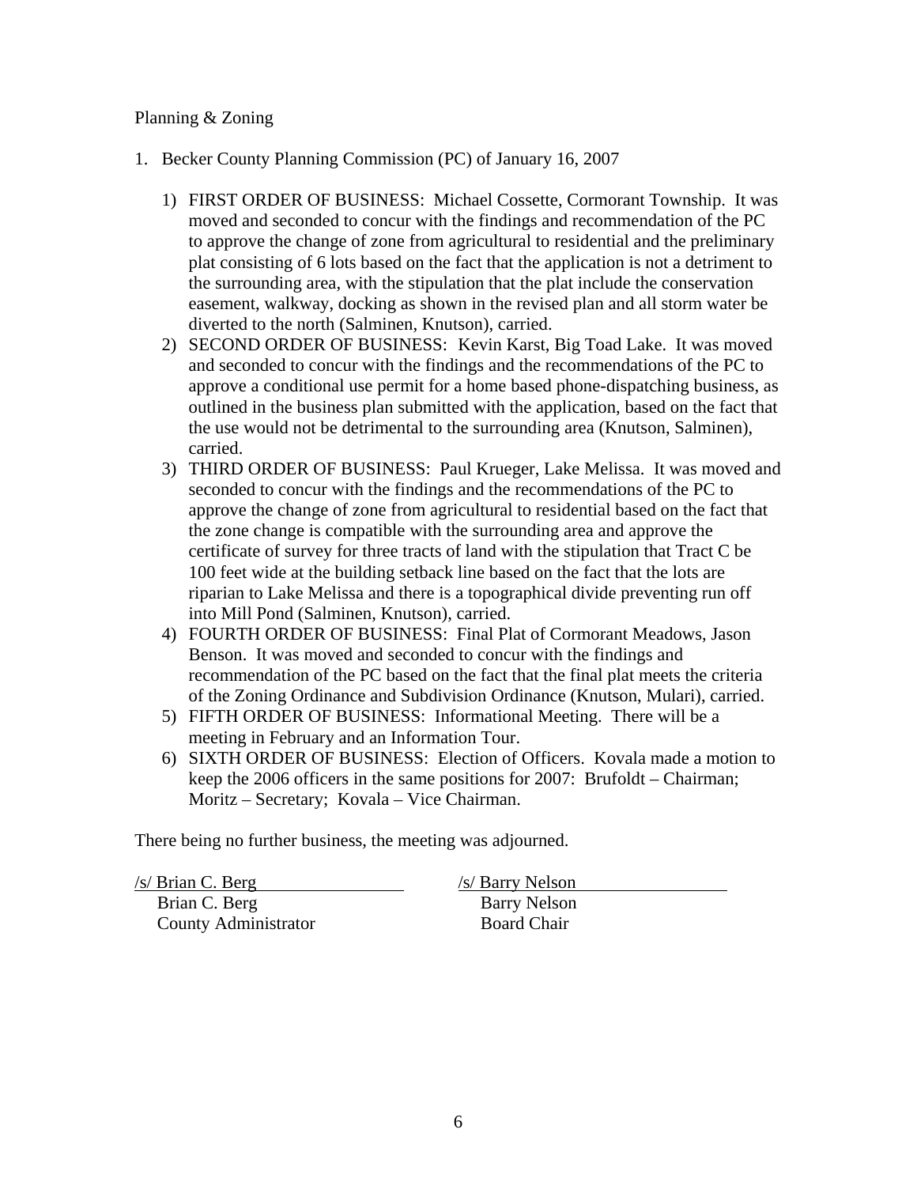Planning & Zoning

1. Becker County Planning Commission (PC) of January 16, 2007

   1) FIRST ORDER OF BUSINESS: Michael Cossette, Cormorant Township. It was moved and seconded to concur with the findings and recommendation of the PC to approve the change of zone from agricultural to residential and the preliminary plat consisting of 6 lots based on the fact that the application is not a detriment to the surrounding area, with the stipulation that the plat include the conservation easement, walkway, docking as shown in the revised plan and all storm water be diverted to the north (Salminen, Knutson), carried.
   2) SECOND ORDER OF BUSINESS: Kevin Karst, Big Toad Lake. It was moved and seconded to concur with the findings and the recommendations of the PC to approve a conditional use permit for a home based phone-dispatching business, as outlined in the business plan submitted with the application, based on the fact that the use would not be detrimental to the surrounding area (Knutson, Salminen), carried.
   3) THIRD ORDER OF BUSINESS: Paul Krueger, Lake Melissa. It was moved and seconded to concur with the findings and the recommendations of the PC to approve the change of zone from agricultural to residential based on the fact that the zone change is compatible with the surrounding area and approve the certificate of survey for three tracts of land with the stipulation that Tract C be 100 feet wide at the building setback line based on the fact that the lots are riparian to Lake Melissa and there is a topographical divide preventing run off into Mill Pond (Salminen, Knutson), carried.
   4) FOURTH ORDER OF BUSINESS: Final Plat of Cormorant Meadows, Jason Benson. It was moved and seconded to concur with the findings and recommendation of the PC based on the fact that the final plat meets the criteria of the Zoning Ordinance and Subdivision Ordinance (Knutson, Mulari), carried.
   5) FIFTH ORDER OF BUSINESS: Informational Meeting. There will be a meeting in February and an Information Tour.
   6) SIXTH ORDER OF BUSINESS: Election of Officers. Kovala made a motion to keep the 2006 officers in the same positions for 2007: Brufoldt – Chairman; Moritz – Secretary; Kovala – Vice Chairman.

There being no further business, the meeting was adjourned.

| | |
|---|---|
| /s/ Brian C. Berg | /s/ Barry Nelson |
| Brian C. Berg | Barry Nelson |
| County Administrator | Board Chair |